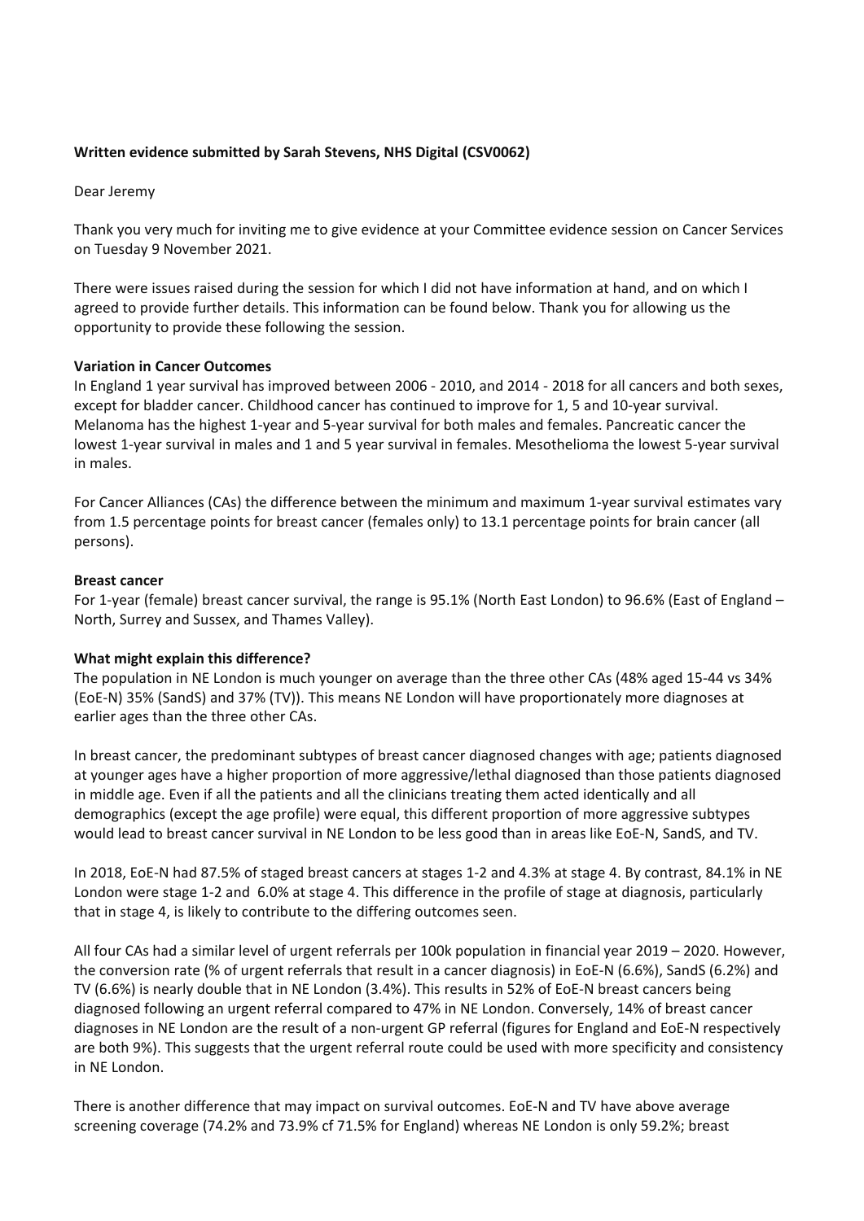**Written evidence submitted by Sarah Stevens, NHS Digital (CSV0062)**

Dear Jeremy

Thank you very much for inviting me to give evidence at your Committee evidence session on Cancer Services on Tuesday 9 November 2021.

There were issues raised during the session for which I did not have information at hand, and on which I agreed to provide further details. This information can be found below. Thank you for allowing us the opportunity to provide these following the session.

**Variation in Cancer Outcomes**

In England 1 year survival has improved between 2006 - 2010, and 2014 - 2018 for all cancers and both sexes, except for bladder cancer. Childhood cancer has continued to improve for 1, 5 and 10-year survival. Melanoma has the highest 1-year and 5-year survival for both males and females. Pancreatic cancer the lowest 1-year survival in males and 1 and 5 year survival in females. Mesothelioma the lowest 5-year survival in males.

For Cancer Alliances (CAs) the difference between the minimum and maximum 1-year survival estimates vary from 1.5 percentage points for breast cancer (females only) to 13.1 percentage points for brain cancer (all persons).

**Breast cancer**

For 1-year (female) breast cancer survival, the range is 95.1% (North East London) to 96.6% (East of England – North, Surrey and Sussex, and Thames Valley).

**What might explain this difference?**

The population in NE London is much younger on average than the three other CAs (48% aged 15-44 vs 34% (EoE-N) 35% (SandS) and 37% (TV)). This means NE London will have proportionately more diagnoses at earlier ages than the three other CAs.

In breast cancer, the predominant subtypes of breast cancer diagnosed changes with age; patients diagnosed at younger ages have a higher proportion of more aggressive/lethal diagnosed than those patients diagnosed in middle age. Even if all the patients and all the clinicians treating them acted identically and all demographics (except the age profile) were equal, this different proportion of more aggressive subtypes would lead to breast cancer survival in NE London to be less good than in areas like EoE-N, SandS, and TV.

In 2018, EoE-N had 87.5% of staged breast cancers at stages 1-2 and 4.3% at stage 4. By contrast, 84.1% in NE London were stage 1-2 and 6.0% at stage 4. This difference in the profile of stage at diagnosis, particularly that in stage 4, is likely to contribute to the differing outcomes seen.

All four CAs had a similar level of urgent referrals per 100k population in financial year 2019 – 2020. However, the conversion rate (% of urgent referrals that result in a cancer diagnosis) in EoE-N (6.6%), SandS (6.2%) and TV (6.6%) is nearly double that in NE London (3.4%). This results in 52% of EoE-N breast cancers being diagnosed following an urgent referral compared to 47% in NE London. Conversely, 14% of breast cancer diagnoses in NE London are the result of a non-urgent GP referral (figures for England and EoE-N respectively are both 9%). This suggests that the urgent referral route could be used with more specificity and consistency in NE London.

There is another difference that may impact on survival outcomes. EoE-N and TV have above average screening coverage (74.2% and 73.9% cf 71.5% for England) whereas NE London is only 59.2%; breast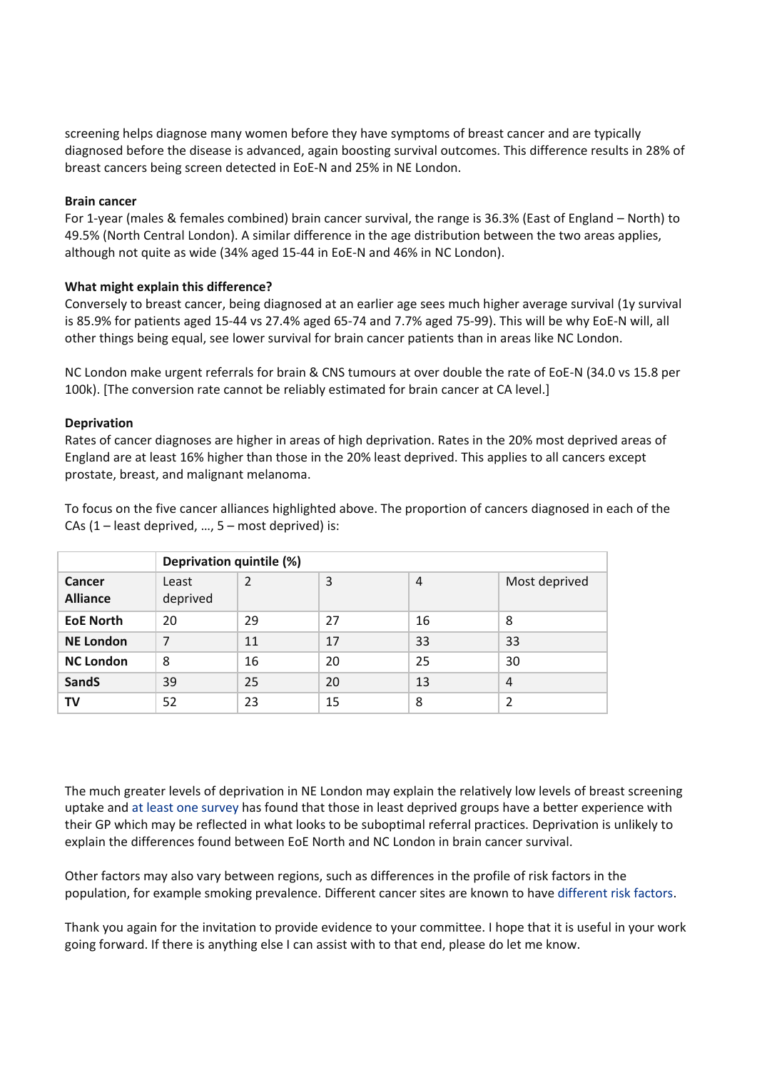screening helps diagnose many women before they have symptoms of breast cancer and are typically diagnosed before the disease is advanced, again boosting survival outcomes. This difference results in 28% of breast cancers being screen detected in EoE-N and 25% in NE London.

**Brain cancer**

For 1-year (males & females combined) brain cancer survival, the range is 36.3% (East of England – North) to 49.5% (North Central London). A similar difference in the age distribution between the two areas applies, although not quite as wide (34% aged 15-44 in EoE-N and 46% in NC London).

**What might explain this difference?**

Conversely to breast cancer, being diagnosed at an earlier age sees much higher average survival (1y survival is 85.9% for patients aged 15-44 vs 27.4% aged 65-74 and 7.7% aged 75-99). This will be why EoE-N will, all other things being equal, see lower survival for brain cancer patients than in areas like NC London.

NC London make urgent referrals for brain & CNS tumours at over double the rate of EoE-N (34.0 vs 15.8 per 100k). [The conversion rate cannot be reliably estimated for brain cancer at CA level.]

**Deprivation**

Rates of cancer diagnoses are higher in areas of high deprivation. Rates in the 20% most deprived areas of England are at least 16% higher than those in the 20% least deprived. This applies to all cancers except prostate, breast, and malignant melanoma.

To focus on the five cancer alliances highlighted above. The proportion of cancers diagnosed in each of the CAs (1 – least deprived, …, 5 – most deprived) is:

| | **Deprivation quintile (%)** | | | | |
|---|---|---|---|---|---|
| **Cancer Alliance** | Least deprived | 2 | 3 | 4 | Most deprived |
| **EoE North** | 20 | 29 | 27 | 16 | 8 |
| **NE London** | 7 | 11 | 17 | 33 | 33 |
| **NC London** | 8 | 16 | 20 | 25 | 30 |
| **SandS** | 39 | 25 | 20 | 13 | 4 |
| **TV** | 52 | 23 | 15 | 8 | 2 |

The much greater levels of deprivation in NE London may explain the relatively low levels of breast screening uptake and at least one survey has found that those in least deprived groups have a better experience with their GP which may be reflected in what looks to be suboptimal referral practices. Deprivation is unlikely to explain the differences found between EoE North and NC London in brain cancer survival.

Other factors may also vary between regions, such as differences in the profile of risk factors in the population, for example smoking prevalence. Different cancer sites are known to have different risk factors.

Thank you again for the invitation to provide evidence to your committee. I hope that it is useful in your work going forward. If there is anything else I can assist with to that end, please do let me know.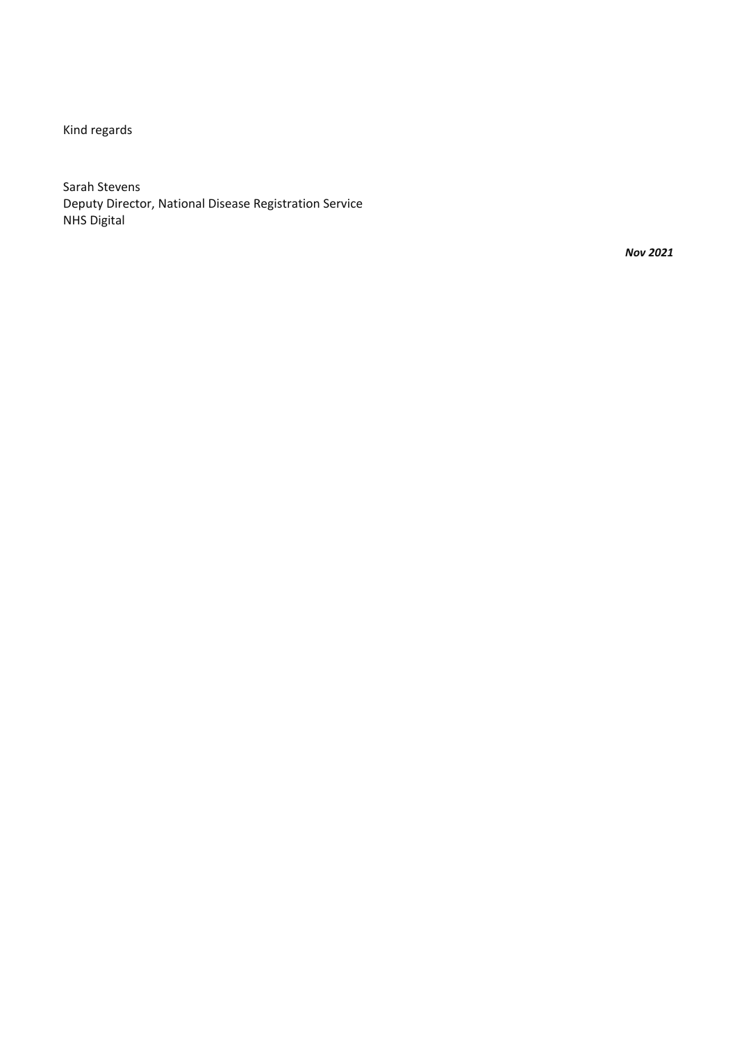Kind regards

Sarah Stevens
Deputy Director, National Disease Registration Service
NHS Digital

***Nov 2021***